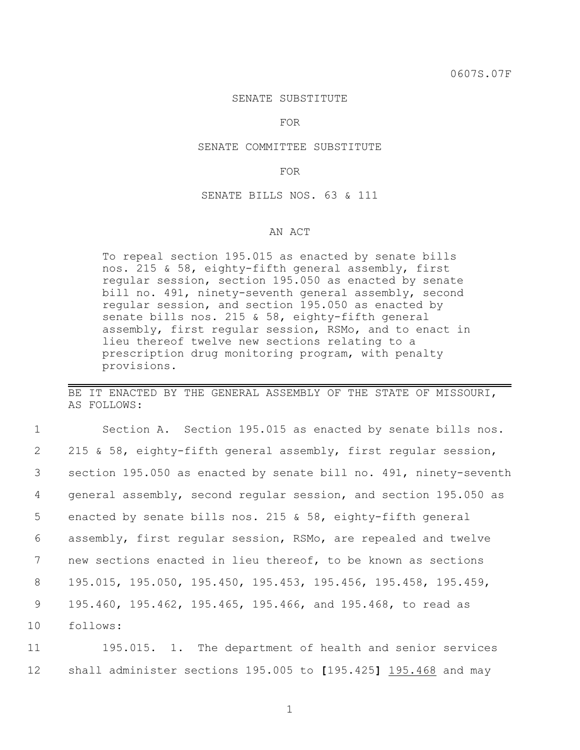0607S.07F

SENATE SUBSTITUTE

FOR

SENATE COMMITTEE SUBSTITUTE

FOR

SENATE BILLS NOS. 63 & 111

AN ACT

To repeal section 195.015 as enacted by senate bills nos. 215 & 58, eighty-fifth general assembly, first regular session, section 195.050 as enacted by senate bill no. 491, ninety-seventh general assembly, second regular session, and section 195.050 as enacted by senate bills nos. 215 & 58, eighty-fifth general assembly, first regular session, RSMo, and to enact in lieu thereof twelve new sections relating to a prescription drug monitoring program, with penalty provisions.

---

BE IT ENACTED BY THE GENERAL ASSEMBLY OF THE STATE OF MISSOURI, AS FOLLOWS:

1 Section A. Section 195.015 as enacted by senate bills nos.
2 215 & 58, eighty-fifth general assembly, first regular session,
3 section 195.050 as enacted by senate bill no. 491, ninety-seventh
4 general assembly, second regular session, and section 195.050 as
5 enacted by senate bills nos. 215 & 58, eighty-fifth general
6 assembly, first regular session, RSMo, are repealed and twelve
7 new sections enacted in lieu thereof, to be known as sections
8 195.015, 195.050, 195.450, 195.453, 195.456, 195.458, 195.459,
9 195.460, 195.462, 195.465, 195.466, and 195.468, to read as
10 follows:

11 195.015. 1. The department of health and senior services
12 shall administer sections 195.005 to **[**195.425**]** <u>195.468</u> and may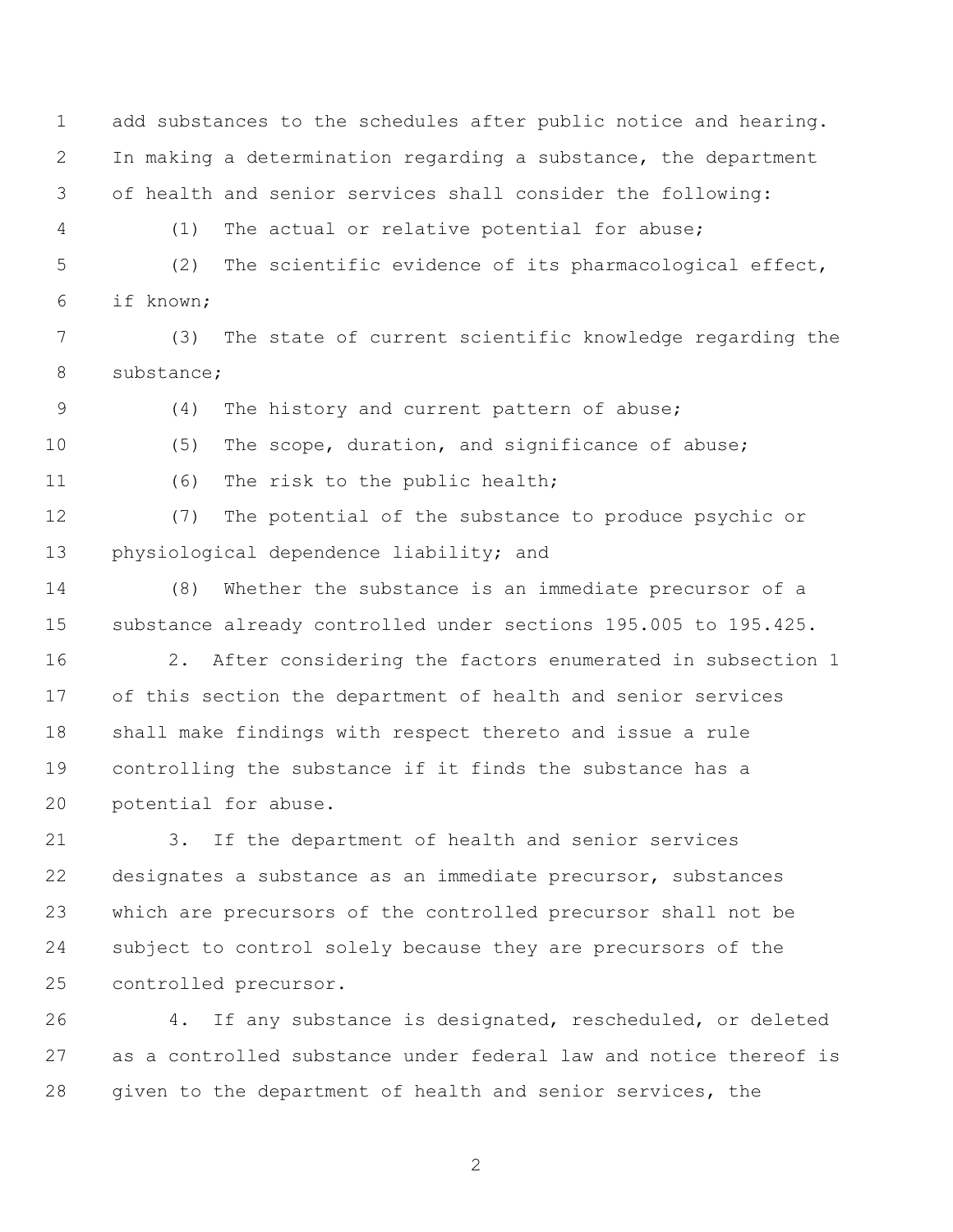add substances to the schedules after public notice and hearing. In making a determination regarding a substance, the department of health and senior services shall consider the following:

(1) The actual or relative potential for abuse;

(2) The scientific evidence of its pharmacological effect, if known;

(3) The state of current scientific knowledge regarding the substance;

(4) The history and current pattern of abuse;

(5) The scope, duration, and significance of abuse;

(6) The risk to the public health;

(7) The potential of the substance to produce psychic or physiological dependence liability; and

(8) Whether the substance is an immediate precursor of a substance already controlled under sections 195.005 to 195.425.

2. After considering the factors enumerated in subsection 1 of this section the department of health and senior services shall make findings with respect thereto and issue a rule controlling the substance if it finds the substance has a potential for abuse.

3. If the department of health and senior services designates a substance as an immediate precursor, substances which are precursors of the controlled precursor shall not be subject to control solely because they are precursors of the controlled precursor.

4. If any substance is designated, rescheduled, or deleted as a controlled substance under federal law and notice thereof is given to the department of health and senior services, the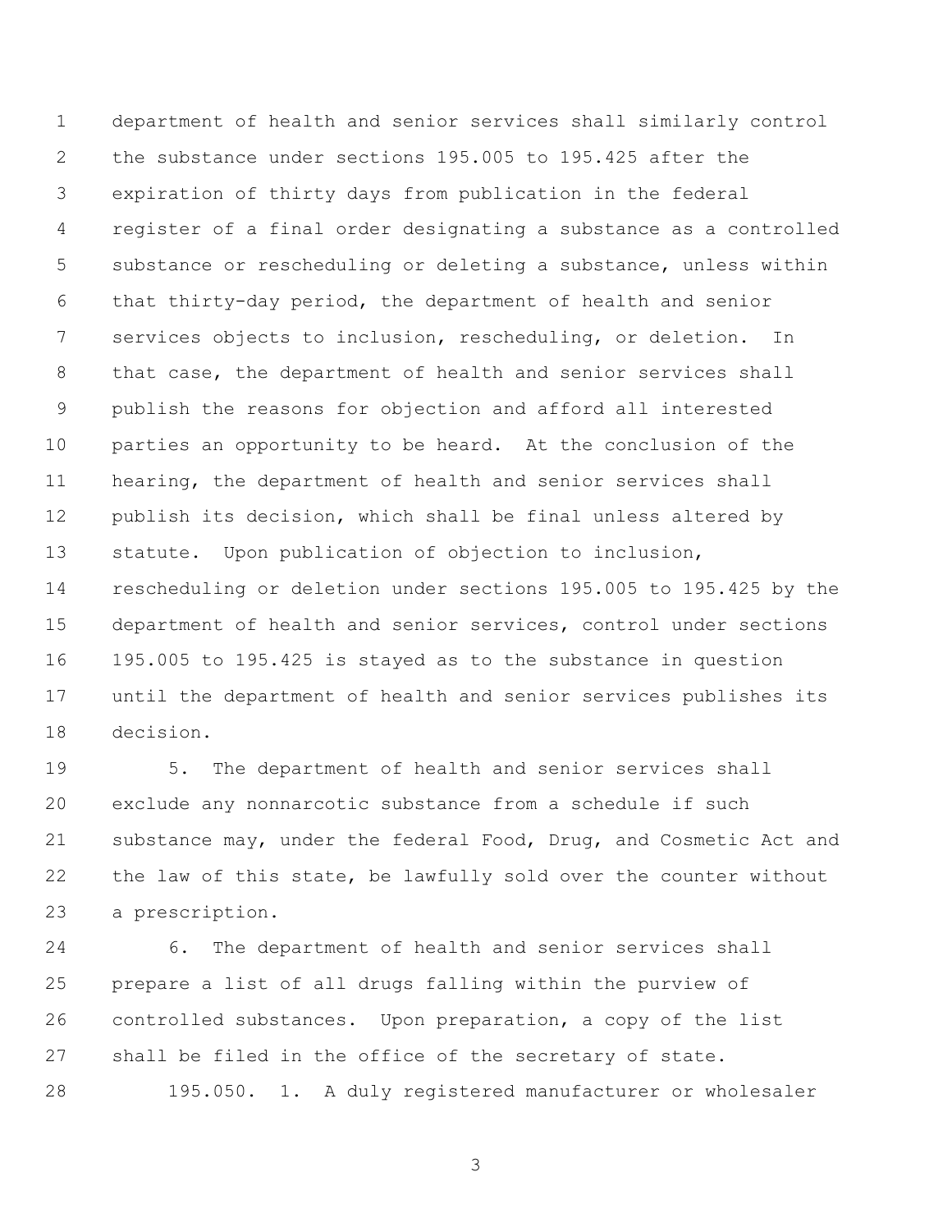department of health and senior services shall similarly control the substance under sections 195.005 to 195.425 after the expiration of thirty days from publication in the federal register of a final order designating a substance as a controlled substance or rescheduling or deleting a substance, unless within that thirty-day period, the department of health and senior services objects to inclusion, rescheduling, or deletion. In that case, the department of health and senior services shall publish the reasons for objection and afford all interested parties an opportunity to be heard. At the conclusion of the hearing, the department of health and senior services shall publish its decision, which shall be final unless altered by statute. Upon publication of objection to inclusion, rescheduling or deletion under sections 195.005 to 195.425 by the department of health and senior services, control under sections 195.005 to 195.425 is stayed as to the substance in question until the department of health and senior services publishes its decision.

5. The department of health and senior services shall exclude any nonnarcotic substance from a schedule if such substance may, under the federal Food, Drug, and Cosmetic Act and the law of this state, be lawfully sold over the counter without a prescription.

6. The department of health and senior services shall prepare a list of all drugs falling within the purview of controlled substances. Upon preparation, a copy of the list shall be filed in the office of the secretary of state.

195.050. 1. A duly registered manufacturer or wholesaler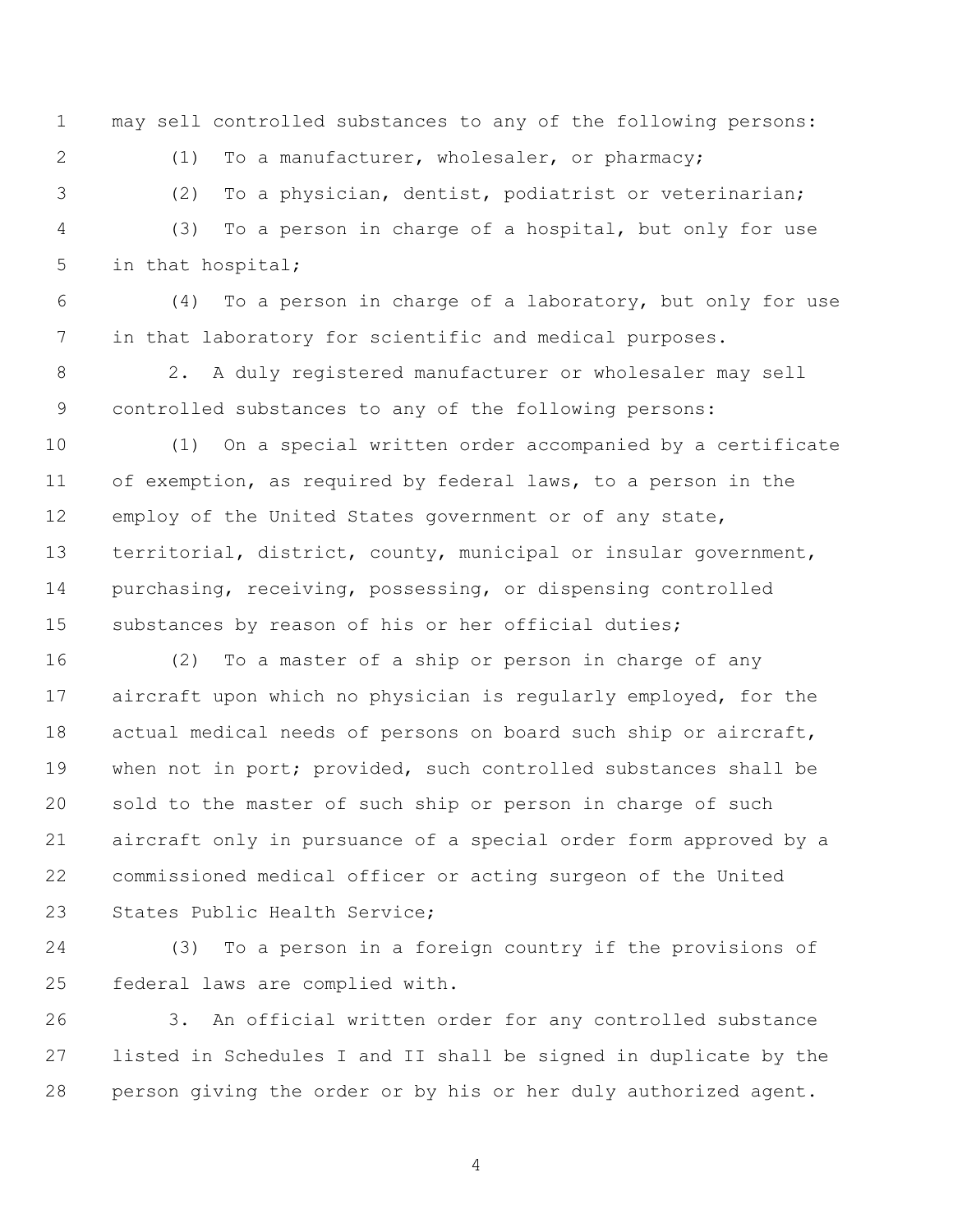may sell controlled substances to any of the following persons:

(1) To a manufacturer, wholesaler, or pharmacy;

(2) To a physician, dentist, podiatrist or veterinarian;

(3) To a person in charge of a hospital, but only for use in that hospital;

(4) To a person in charge of a laboratory, but only for use in that laboratory for scientific and medical purposes.

2. A duly registered manufacturer or wholesaler may sell controlled substances to any of the following persons:

(1) On a special written order accompanied by a certificate of exemption, as required by federal laws, to a person in the employ of the United States government or of any state, territorial, district, county, municipal or insular government, purchasing, receiving, possessing, or dispensing controlled substances by reason of his or her official duties;

(2) To a master of a ship or person in charge of any aircraft upon which no physician is regularly employed, for the actual medical needs of persons on board such ship or aircraft, when not in port; provided, such controlled substances shall be sold to the master of such ship or person in charge of such aircraft only in pursuance of a special order form approved by a commissioned medical officer or acting surgeon of the United States Public Health Service;

(3) To a person in a foreign country if the provisions of federal laws are complied with.

3. An official written order for any controlled substance listed in Schedules I and II shall be signed in duplicate by the person giving the order or by his or her duly authorized agent.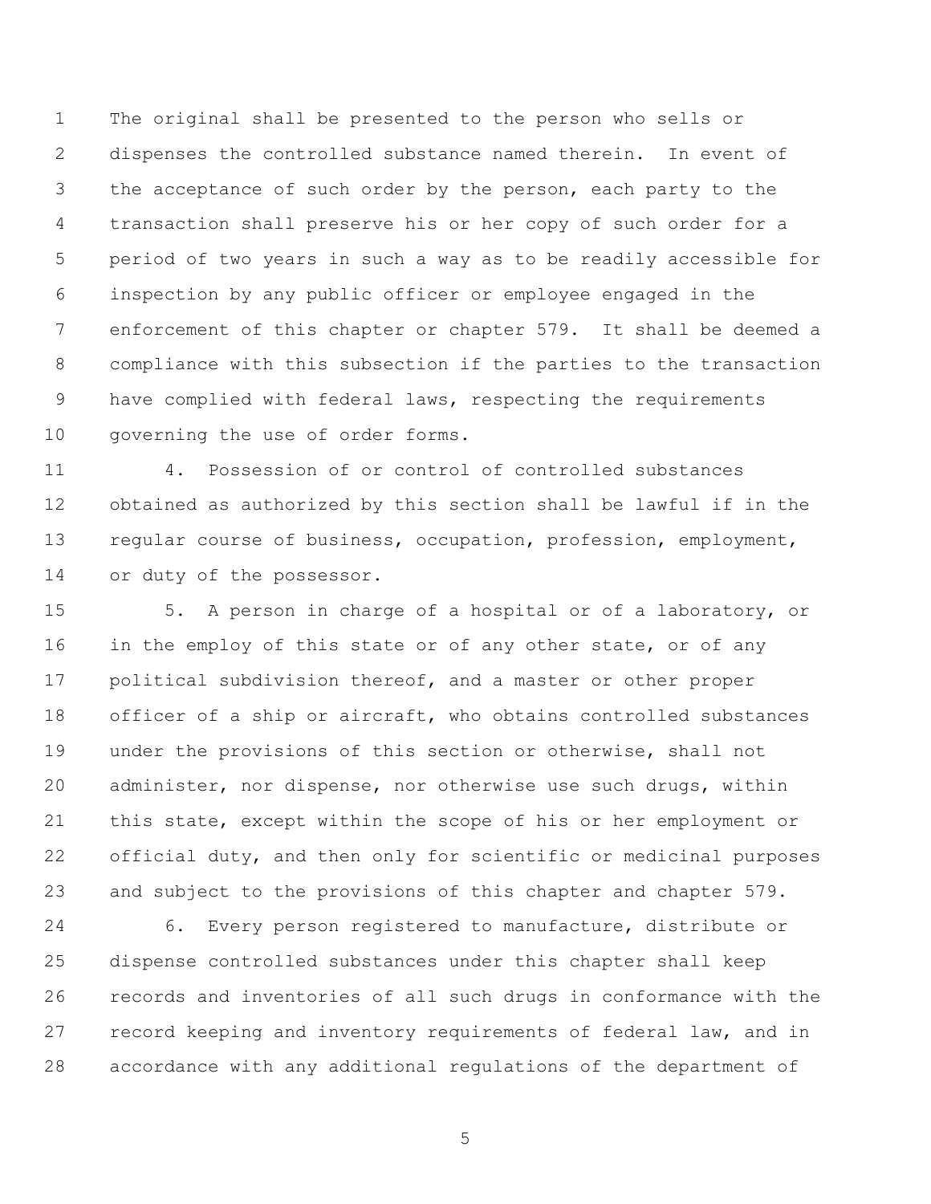The original shall be presented to the person who sells or dispenses the controlled substance named therein. In event of the acceptance of such order by the person, each party to the transaction shall preserve his or her copy of such order for a period of two years in such a way as to be readily accessible for inspection by any public officer or employee engaged in the enforcement of this chapter or chapter 579. It shall be deemed a compliance with this subsection if the parties to the transaction have complied with federal laws, respecting the requirements governing the use of order forms.

4. Possession of or control of controlled substances obtained as authorized by this section shall be lawful if in the regular course of business, occupation, profession, employment, or duty of the possessor.

5. A person in charge of a hospital or of a laboratory, or in the employ of this state or of any other state, or of any political subdivision thereof, and a master or other proper officer of a ship or aircraft, who obtains controlled substances under the provisions of this section or otherwise, shall not administer, nor dispense, nor otherwise use such drugs, within this state, except within the scope of his or her employment or official duty, and then only for scientific or medicinal purposes and subject to the provisions of this chapter and chapter 579.

6. Every person registered to manufacture, distribute or dispense controlled substances under this chapter shall keep records and inventories of all such drugs in conformance with the record keeping and inventory requirements of federal law, and in accordance with any additional regulations of the department of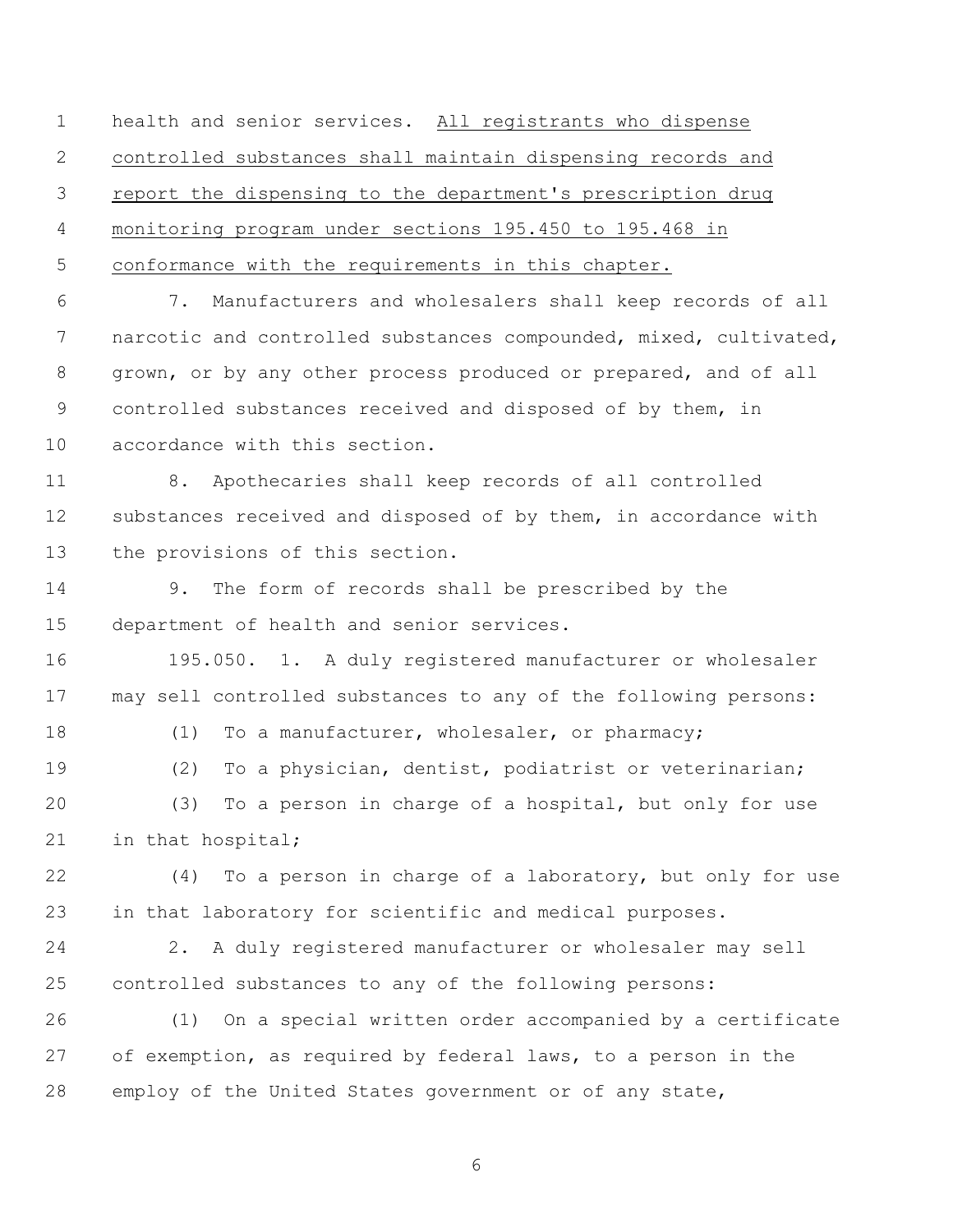health and senior services. <u>All registrants who dispense controlled substances shall maintain dispensing records and report the dispensing to the department's prescription drug monitoring program under sections 195.450 to 195.468 in conformance with the requirements in this chapter.</u>

7. Manufacturers and wholesalers shall keep records of all narcotic and controlled substances compounded, mixed, cultivated, grown, or by any other process produced or prepared, and of all controlled substances received and disposed of by them, in accordance with this section.

8. Apothecaries shall keep records of all controlled substances received and disposed of by them, in accordance with the provisions of this section.

9. The form of records shall be prescribed by the department of health and senior services.

195.050. 1. A duly registered manufacturer or wholesaler may sell controlled substances to any of the following persons:

(1) To a manufacturer, wholesaler, or pharmacy;

(2) To a physician, dentist, podiatrist or veterinarian;

(3) To a person in charge of a hospital, but only for use in that hospital;

(4) To a person in charge of a laboratory, but only for use in that laboratory for scientific and medical purposes.

2. A duly registered manufacturer or wholesaler may sell controlled substances to any of the following persons:

(1) On a special written order accompanied by a certificate of exemption, as required by federal laws, to a person in the employ of the United States government or of any state,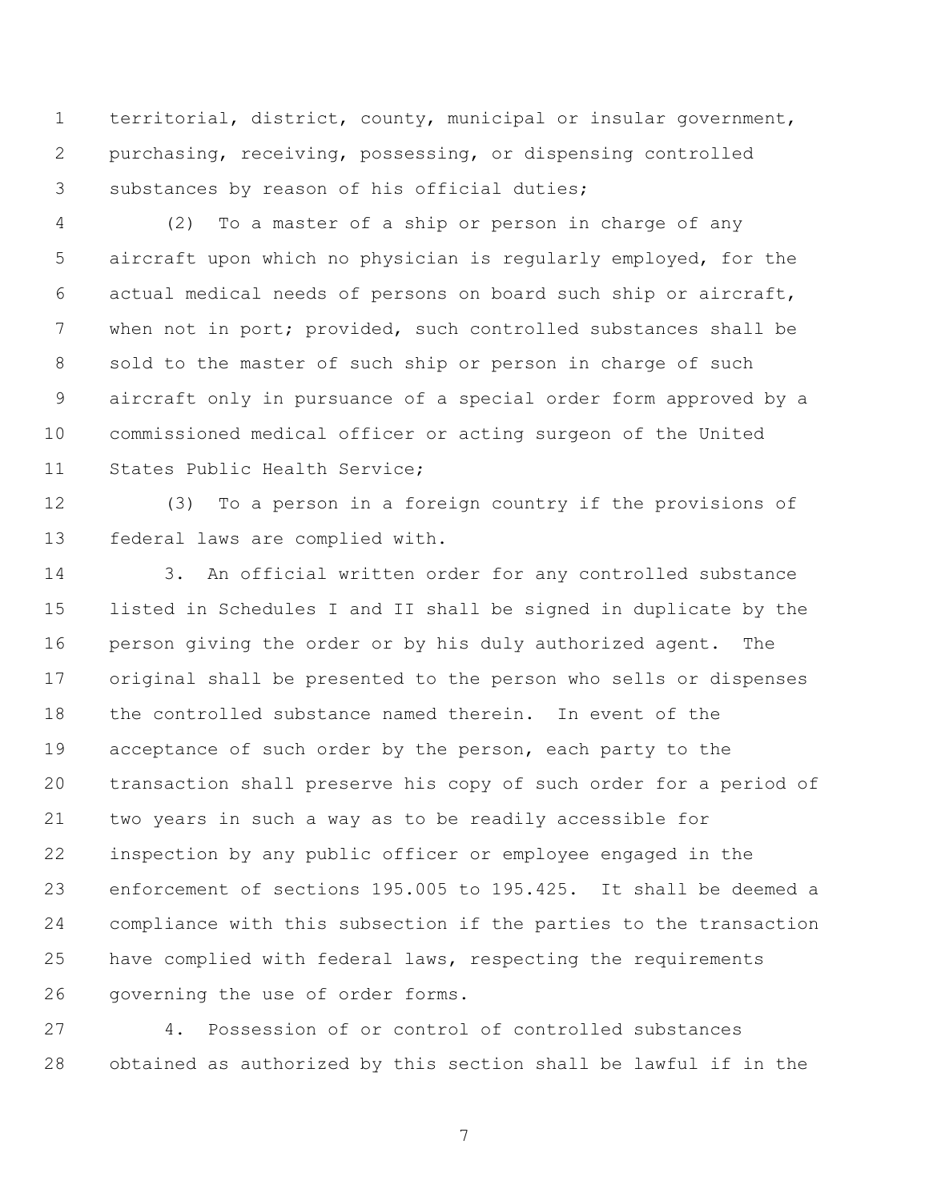territorial, district, county, municipal or insular government, purchasing, receiving, possessing, or dispensing controlled substances by reason of his official duties;

(2) To a master of a ship or person in charge of any aircraft upon which no physician is regularly employed, for the actual medical needs of persons on board such ship or aircraft, when not in port; provided, such controlled substances shall be sold to the master of such ship or person in charge of such aircraft only in pursuance of a special order form approved by a commissioned medical officer or acting surgeon of the United States Public Health Service;

(3) To a person in a foreign country if the provisions of federal laws are complied with.

3. An official written order for any controlled substance listed in Schedules I and II shall be signed in duplicate by the person giving the order or by his duly authorized agent. The original shall be presented to the person who sells or dispenses the controlled substance named therein. In event of the acceptance of such order by the person, each party to the transaction shall preserve his copy of such order for a period of two years in such a way as to be readily accessible for inspection by any public officer or employee engaged in the enforcement of sections 195.005 to 195.425. It shall be deemed a compliance with this subsection if the parties to the transaction have complied with federal laws, respecting the requirements governing the use of order forms.

4. Possession of or control of controlled substances obtained as authorized by this section shall be lawful if in the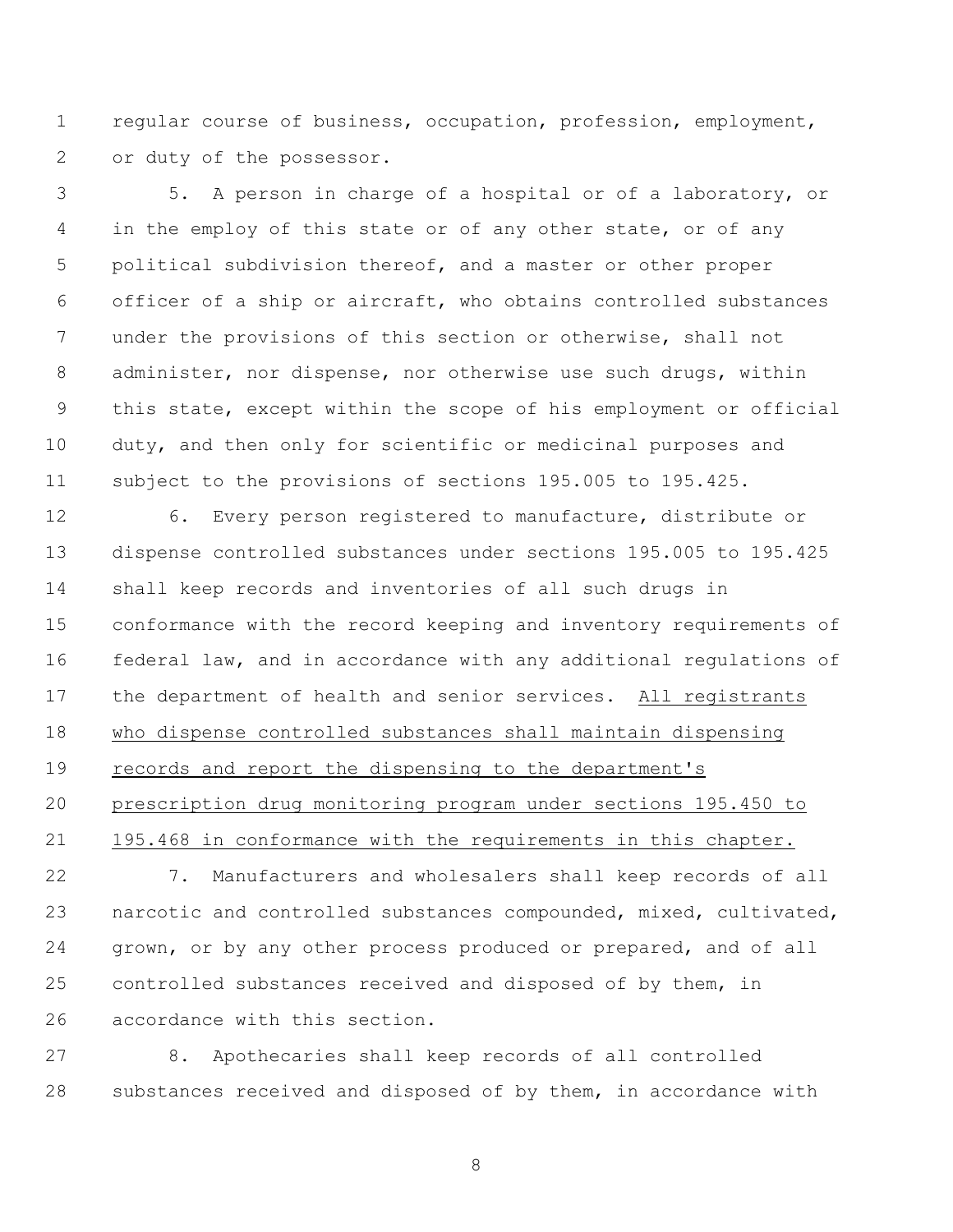regular course of business, occupation, profession, employment, or duty of the possessor.

5. A person in charge of a hospital or of a laboratory, or in the employ of this state or of any other state, or of any political subdivision thereof, and a master or other proper officer of a ship or aircraft, who obtains controlled substances under the provisions of this section or otherwise, shall not administer, nor dispense, nor otherwise use such drugs, within this state, except within the scope of his employment or official duty, and then only for scientific or medicinal purposes and subject to the provisions of sections 195.005 to 195.425.

6. Every person registered to manufacture, distribute or dispense controlled substances under sections 195.005 to 195.425 shall keep records and inventories of all such drugs in conformance with the record keeping and inventory requirements of federal law, and in accordance with any additional regulations of the department of health and senior services. <u>All registrants who dispense controlled substances shall maintain dispensing records and report the dispensing to the department's prescription drug monitoring program under sections 195.450 to 195.468 in conformance with the requirements in this chapter.</u>

7. Manufacturers and wholesalers shall keep records of all narcotic and controlled substances compounded, mixed, cultivated, grown, or by any other process produced or prepared, and of all controlled substances received and disposed of by them, in accordance with this section.

8. Apothecaries shall keep records of all controlled substances received and disposed of by them, in accordance with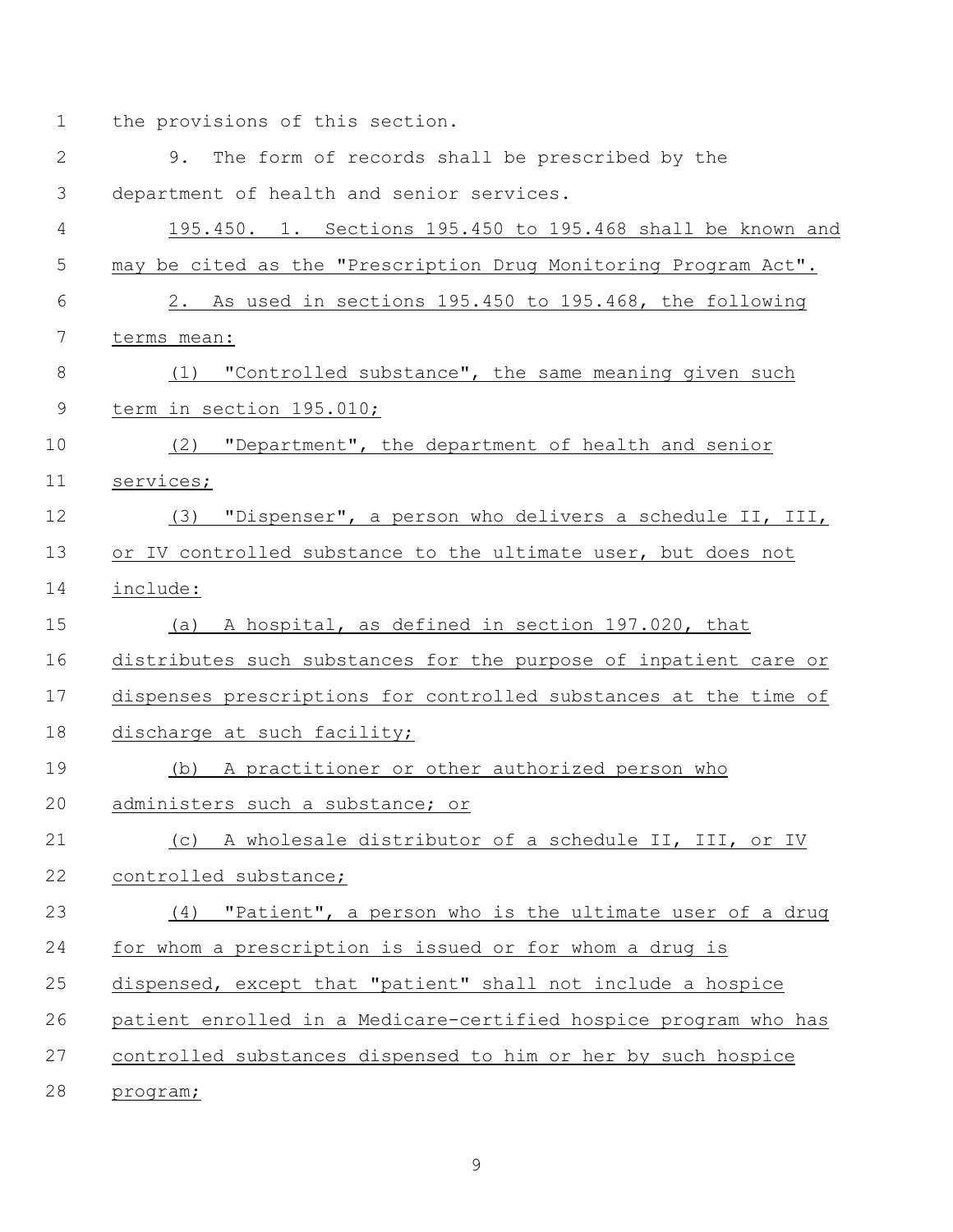the provisions of this section.

9. The form of records shall be prescribed by the department of health and senior services.

195.450. 1. Sections 195.450 to 195.468 shall be known and may be cited as the "Prescription Drug Monitoring Program Act".

2. As used in sections 195.450 to 195.468, the following terms mean:

(1) "Controlled substance", the same meaning given such term in section 195.010;

(2) "Department", the department of health and senior services;

(3) "Dispenser", a person who delivers a schedule II, III, or IV controlled substance to the ultimate user, but does not include:

(a) A hospital, as defined in section 197.020, that distributes such substances for the purpose of inpatient care or dispenses prescriptions for controlled substances at the time of discharge at such facility;

(b) A practitioner or other authorized person who administers such a substance; or

(c) A wholesale distributor of a schedule II, III, or IV controlled substance;

(4) "Patient", a person who is the ultimate user of a drug for whom a prescription is issued or for whom a drug is dispensed, except that "patient" shall not include a hospice patient enrolled in a Medicare-certified hospice program who has controlled substances dispensed to him or her by such hospice program;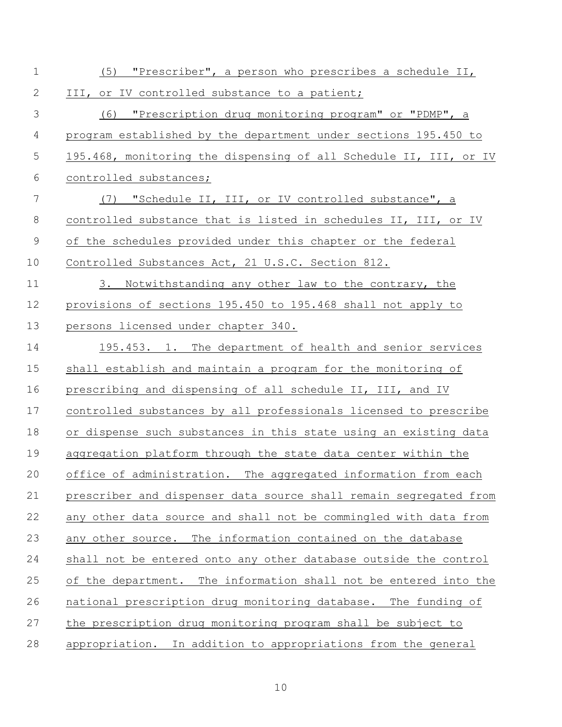(5) "Prescriber", a person who prescribes a schedule II, III, or IV controlled substance to a patient;

(6) "Prescription drug monitoring program" or "PDMP", a program established by the department under sections 195.450 to 195.468, monitoring the dispensing of all Schedule II, III, or IV controlled substances;

(7) "Schedule II, III, or IV controlled substance", a controlled substance that is listed in schedules II, III, or IV of the schedules provided under this chapter or the federal Controlled Substances Act, 21 U.S.C. Section 812.

3. Notwithstanding any other law to the contrary, the provisions of sections 195.450 to 195.468 shall not apply to persons licensed under chapter 340.

195.453. 1. The department of health and senior services shall establish and maintain a program for the monitoring of prescribing and dispensing of all schedule II, III, and IV controlled substances by all professionals licensed to prescribe or dispense such substances in this state using an existing data aggregation platform through the state data center within the office of administration. The aggregated information from each prescriber and dispenser data source shall remain segregated from any other data source and shall not be commingled with data from any other source. The information contained on the database shall not be entered onto any other database outside the control of the department. The information shall not be entered into the national prescription drug monitoring database. The funding of the prescription drug monitoring program shall be subject to appropriation. In addition to appropriations from the general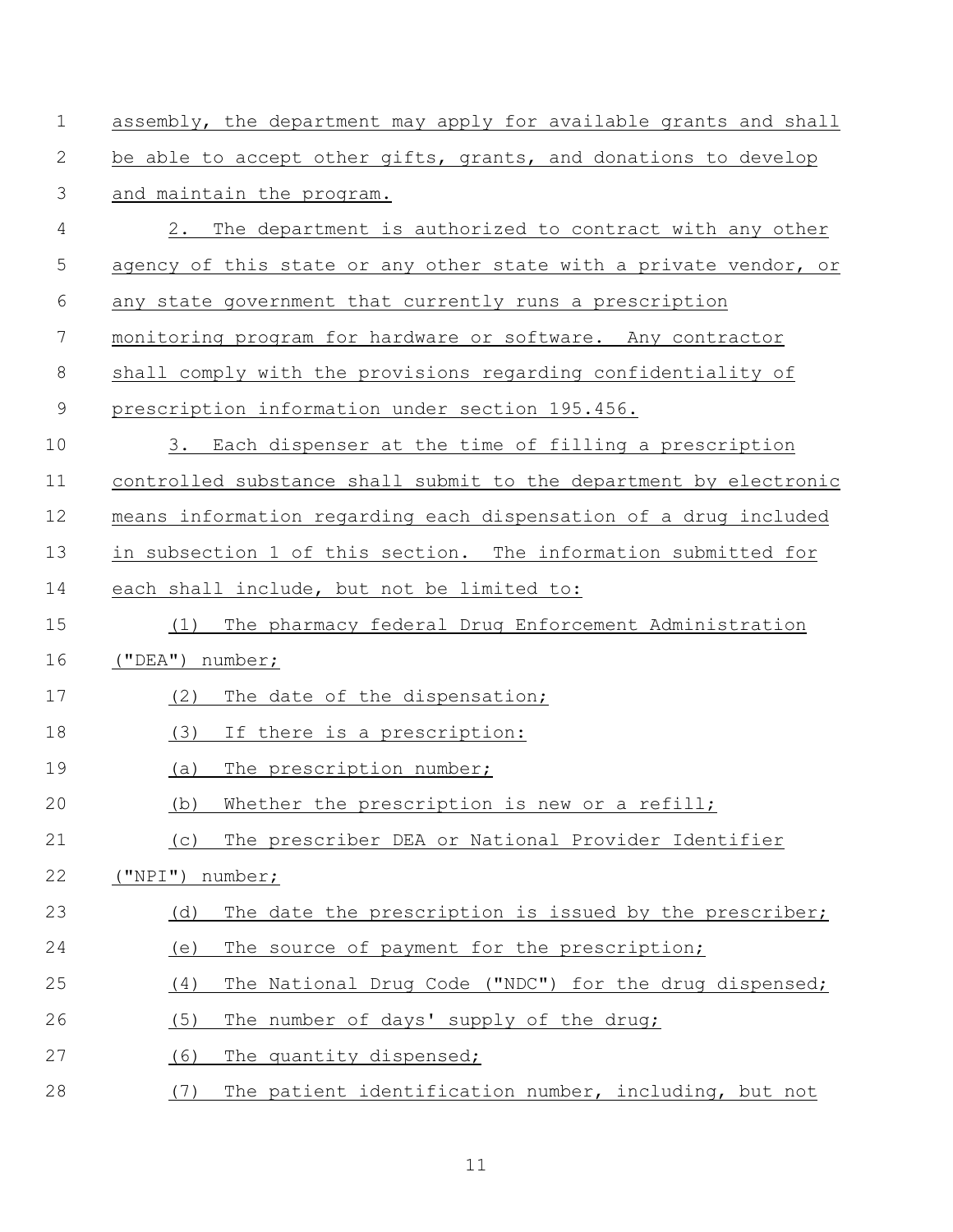assembly, the department may apply for available grants and shall be able to accept other gifts, grants, and donations to develop and maintain the program.

2. The department is authorized to contract with any other agency of this state or any other state with a private vendor, or any state government that currently runs a prescription monitoring program for hardware or software. Any contractor shall comply with the provisions regarding confidentiality of prescription information under section 195.456.

3. Each dispenser at the time of filling a prescription controlled substance shall submit to the department by electronic means information regarding each dispensation of a drug included in subsection 1 of this section. The information submitted for each shall include, but not be limited to:

(1) The pharmacy federal Drug Enforcement Administration ("DEA") number;

(2) The date of the dispensation;

(3) If there is a prescription:

(a) The prescription number;

(b) Whether the prescription is new or a refill;

(c) The prescriber DEA or National Provider Identifier ("NPI") number;

(d) The date the prescription is issued by the prescriber;

(e) The source of payment for the prescription;

(4) The National Drug Code ("NDC") for the drug dispensed;

(5) The number of days' supply of the drug;

(6) The quantity dispensed;

(7) The patient identification number, including, but not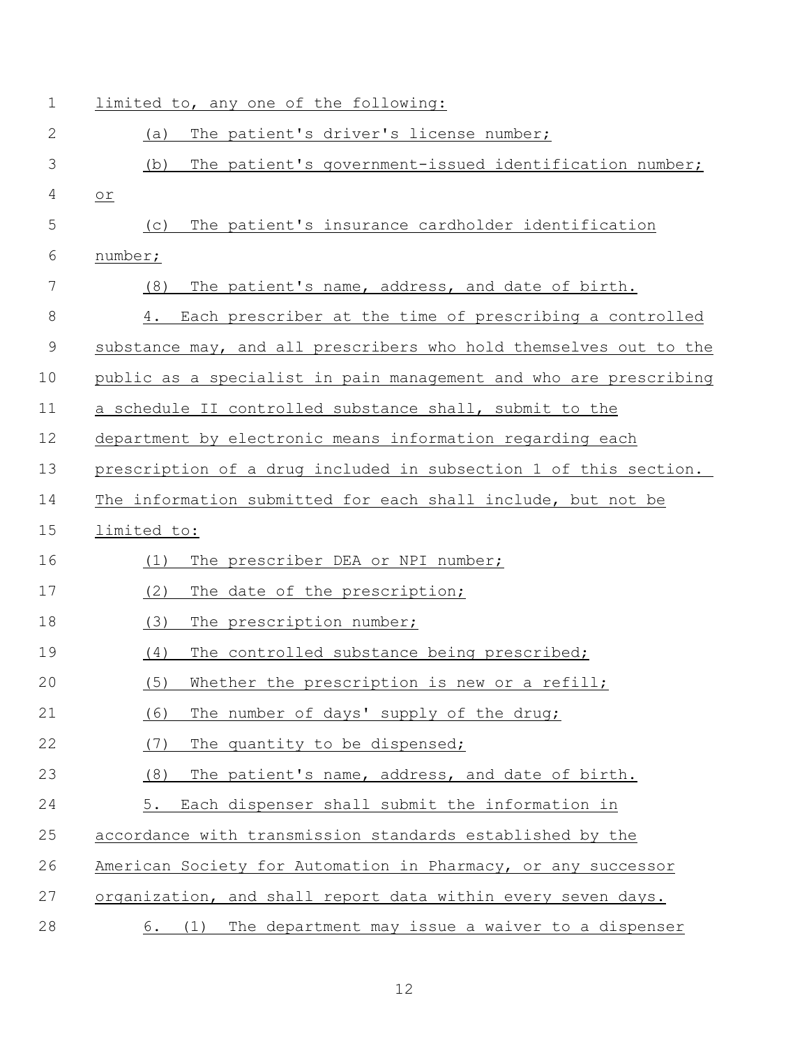limited to, any one of the following:

(a) The patient's driver's license number;

(b) The patient's government-issued identification number; or

(c) The patient's insurance cardholder identification number;

(8) The patient's name, address, and date of birth.

4. Each prescriber at the time of prescribing a controlled substance may, and all prescribers who hold themselves out to the public as a specialist in pain management and who are prescribing a schedule II controlled substance shall, submit to the department by electronic means information regarding each prescription of a drug included in subsection 1 of this section. The information submitted for each shall include, but not be limited to:

(1) The prescriber DEA or NPI number;

(2) The date of the prescription;

(3) The prescription number;

(4) The controlled substance being prescribed;

(5) Whether the prescription is new or a refill;

(6) The number of days' supply of the drug;

(7) The quantity to be dispensed;

(8) The patient's name, address, and date of birth.

5. Each dispenser shall submit the information in accordance with transmission standards established by the American Society for Automation in Pharmacy, or any successor organization, and shall report data within every seven days.

6. (1) The department may issue a waiver to a dispenser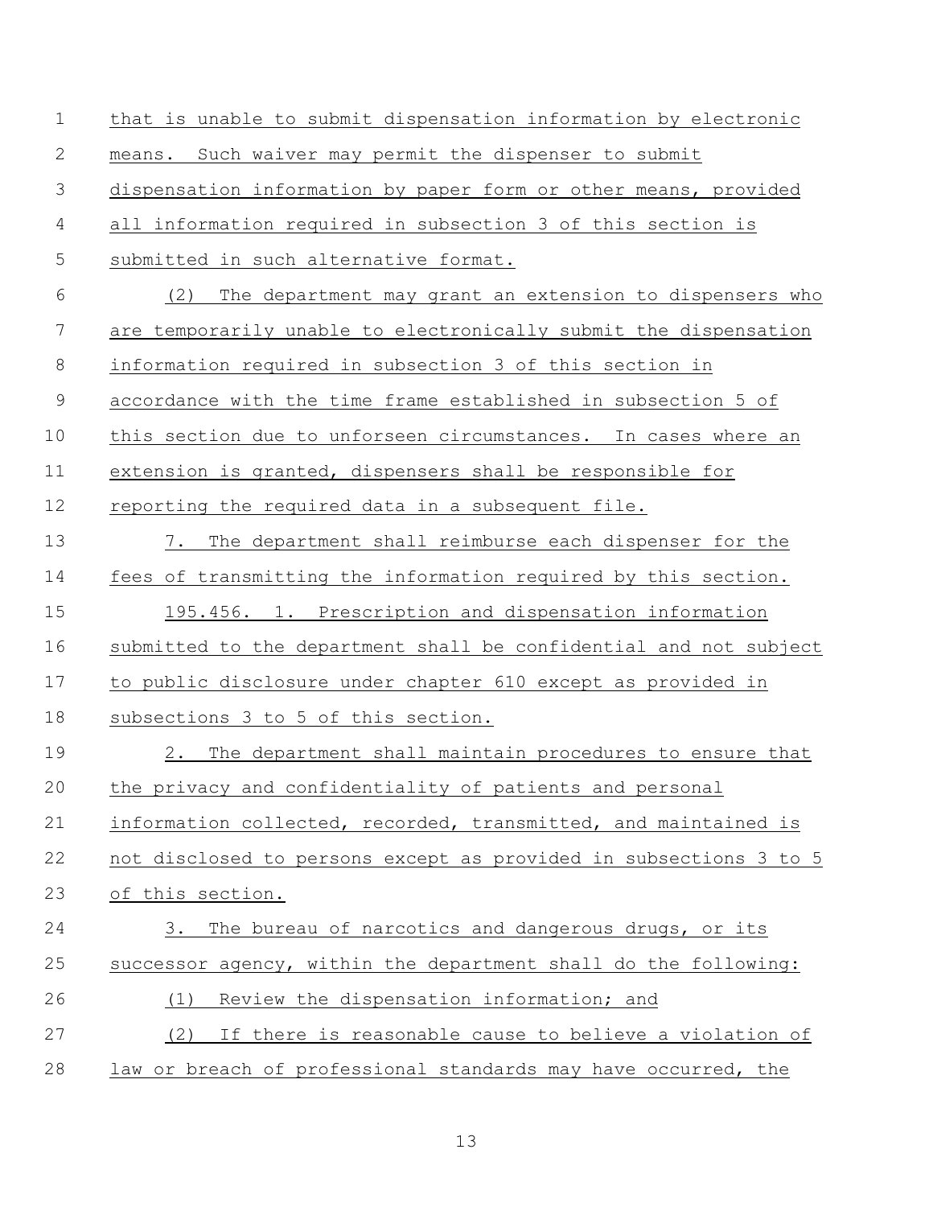that is unable to submit dispensation information by electronic means. Such waiver may permit the dispenser to submit dispensation information by paper form or other means, provided all information required in subsection 3 of this section is submitted in such alternative format.

(2) The department may grant an extension to dispensers who are temporarily unable to electronically submit the dispensation information required in subsection 3 of this section in accordance with the time frame established in subsection 5 of this section due to unforseen circumstances. In cases where an extension is granted, dispensers shall be responsible for reporting the required data in a subsequent file.

7. The department shall reimburse each dispenser for the fees of transmitting the information required by this section.

195.456. 1. Prescription and dispensation information submitted to the department shall be confidential and not subject to public disclosure under chapter 610 except as provided in subsections 3 to 5 of this section.

2. The department shall maintain procedures to ensure that the privacy and confidentiality of patients and personal information collected, recorded, transmitted, and maintained is not disclosed to persons except as provided in subsections 3 to 5 of this section.

3. The bureau of narcotics and dangerous drugs, or its successor agency, within the department shall do the following:

(1) Review the dispensation information; and

(2) If there is reasonable cause to believe a violation of law or breach of professional standards may have occurred, the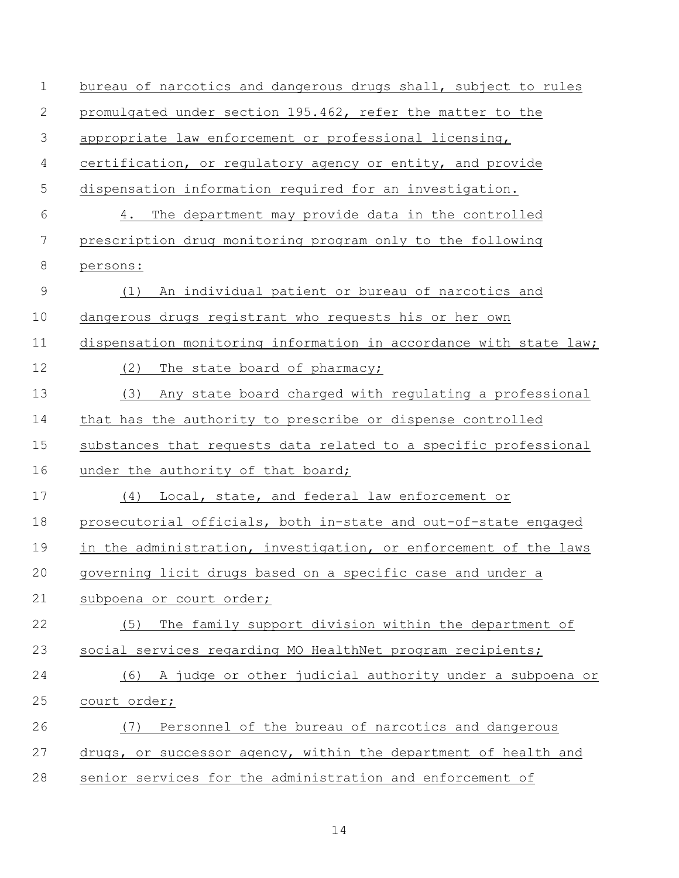bureau of narcotics and dangerous drugs shall, subject to rules promulgated under section 195.462, refer the matter to the appropriate law enforcement or professional licensing, certification, or regulatory agency or entity, and provide dispensation information required for an investigation.

4. The department may provide data in the controlled prescription drug monitoring program only to the following persons:

(1) An individual patient or bureau of narcotics and dangerous drugs registrant who requests his or her own dispensation monitoring information in accordance with state law;

(2) The state board of pharmacy;

(3) Any state board charged with regulating a professional that has the authority to prescribe or dispense controlled substances that requests data related to a specific professional under the authority of that board;

(4) Local, state, and federal law enforcement or prosecutorial officials, both in-state and out-of-state engaged in the administration, investigation, or enforcement of the laws governing licit drugs based on a specific case and under a subpoena or court order;

(5) The family support division within the department of social services regarding MO HealthNet program recipients;

(6) A judge or other judicial authority under a subpoena or court order;

(7) Personnel of the bureau of narcotics and dangerous drugs, or successor agency, within the department of health and senior services for the administration and enforcement of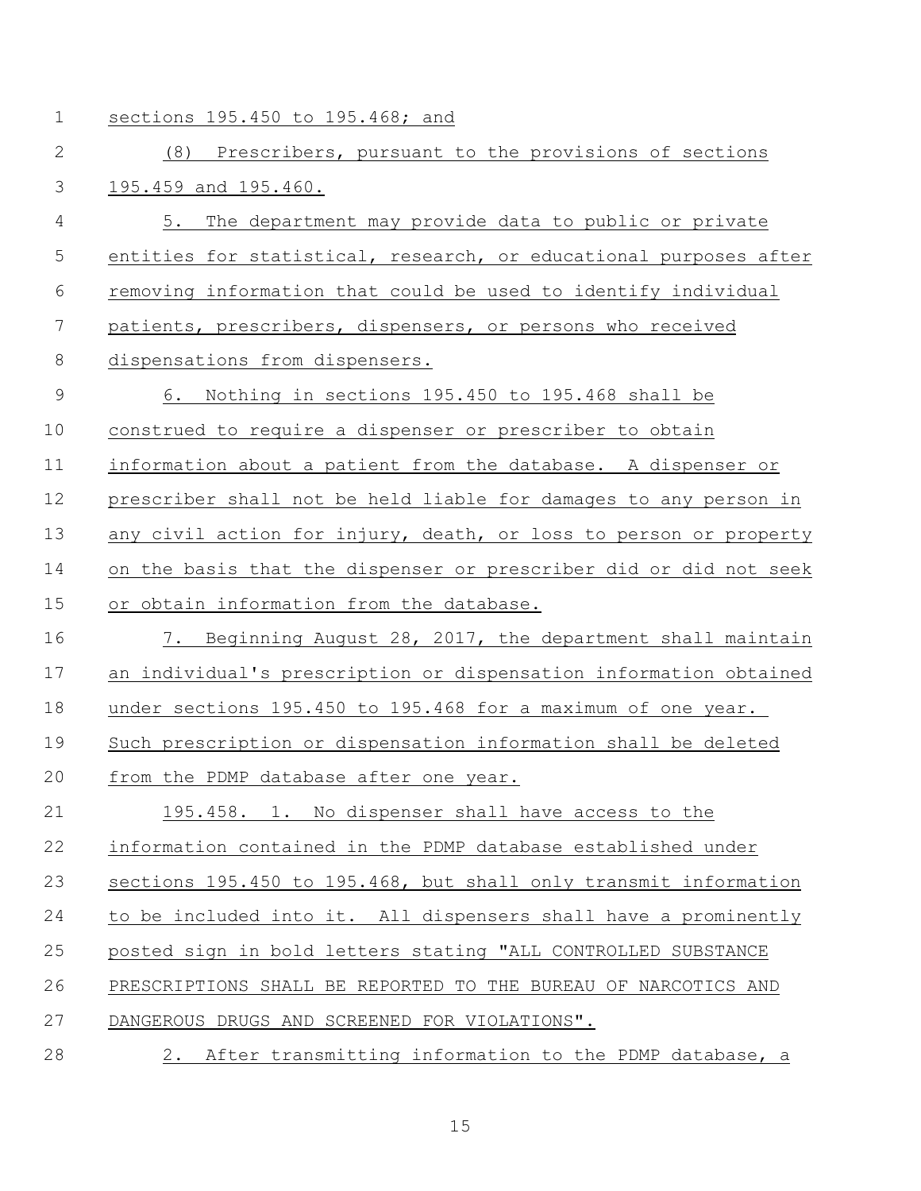sections 195.450 to 195.468; and

(8) Prescribers, pursuant to the provisions of sections 195.459 and 195.460.

5. The department may provide data to public or private entities for statistical, research, or educational purposes after removing information that could be used to identify individual patients, prescribers, dispensers, or persons who received dispensations from dispensers.

6. Nothing in sections 195.450 to 195.468 shall be construed to require a dispenser or prescriber to obtain information about a patient from the database. A dispenser or prescriber shall not be held liable for damages to any person in any civil action for injury, death, or loss to person or property on the basis that the dispenser or prescriber did or did not seek or obtain information from the database.

7. Beginning August 28, 2017, the department shall maintain an individual's prescription or dispensation information obtained under sections 195.450 to 195.468 for a maximum of one year. Such prescription or dispensation information shall be deleted from the PDMP database after one year.

195.458. 1. No dispenser shall have access to the information contained in the PDMP database established under sections 195.450 to 195.468, but shall only transmit information to be included into it. All dispensers shall have a prominently posted sign in bold letters stating "ALL CONTROLLED SUBSTANCE PRESCRIPTIONS SHALL BE REPORTED TO THE BUREAU OF NARCOTICS AND DANGEROUS DRUGS AND SCREENED FOR VIOLATIONS".

2. After transmitting information to the PDMP database, a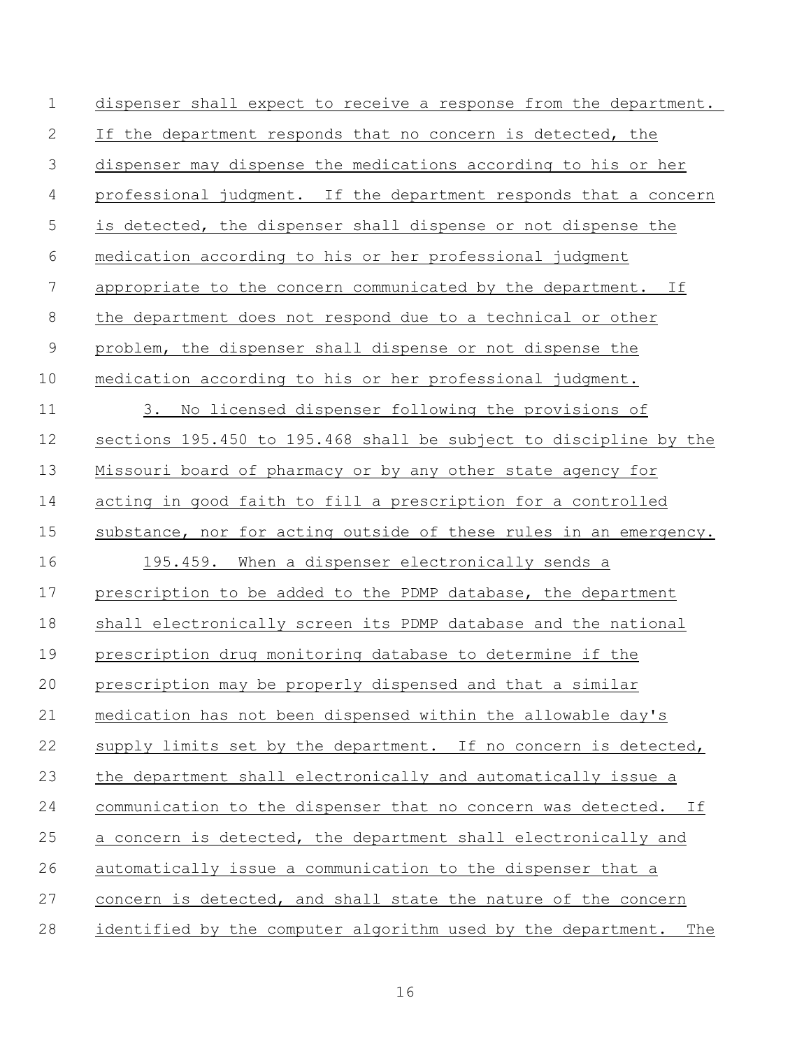dispenser shall expect to receive a response from the department. If the department responds that no concern is detected, the dispenser may dispense the medications according to his or her professional judgment. If the department responds that a concern is detected, the dispenser shall dispense or not dispense the medication according to his or her professional judgment appropriate to the concern communicated by the department. If the department does not respond due to a technical or other problem, the dispenser shall dispense or not dispense the medication according to his or her professional judgment.

3. No licensed dispenser following the provisions of sections 195.450 to 195.468 shall be subject to discipline by the Missouri board of pharmacy or by any other state agency for acting in good faith to fill a prescription for a controlled substance, nor for acting outside of these rules in an emergency.

195.459. When a dispenser electronically sends a prescription to be added to the PDMP database, the department shall electronically screen its PDMP database and the national prescription drug monitoring database to determine if the prescription may be properly dispensed and that a similar medication has not been dispensed within the allowable day's supply limits set by the department. If no concern is detected, the department shall electronically and automatically issue a communication to the dispenser that no concern was detected. If a concern is detected, the department shall electronically and automatically issue a communication to the dispenser that a concern is detected, and shall state the nature of the concern identified by the computer algorithm used by the department. The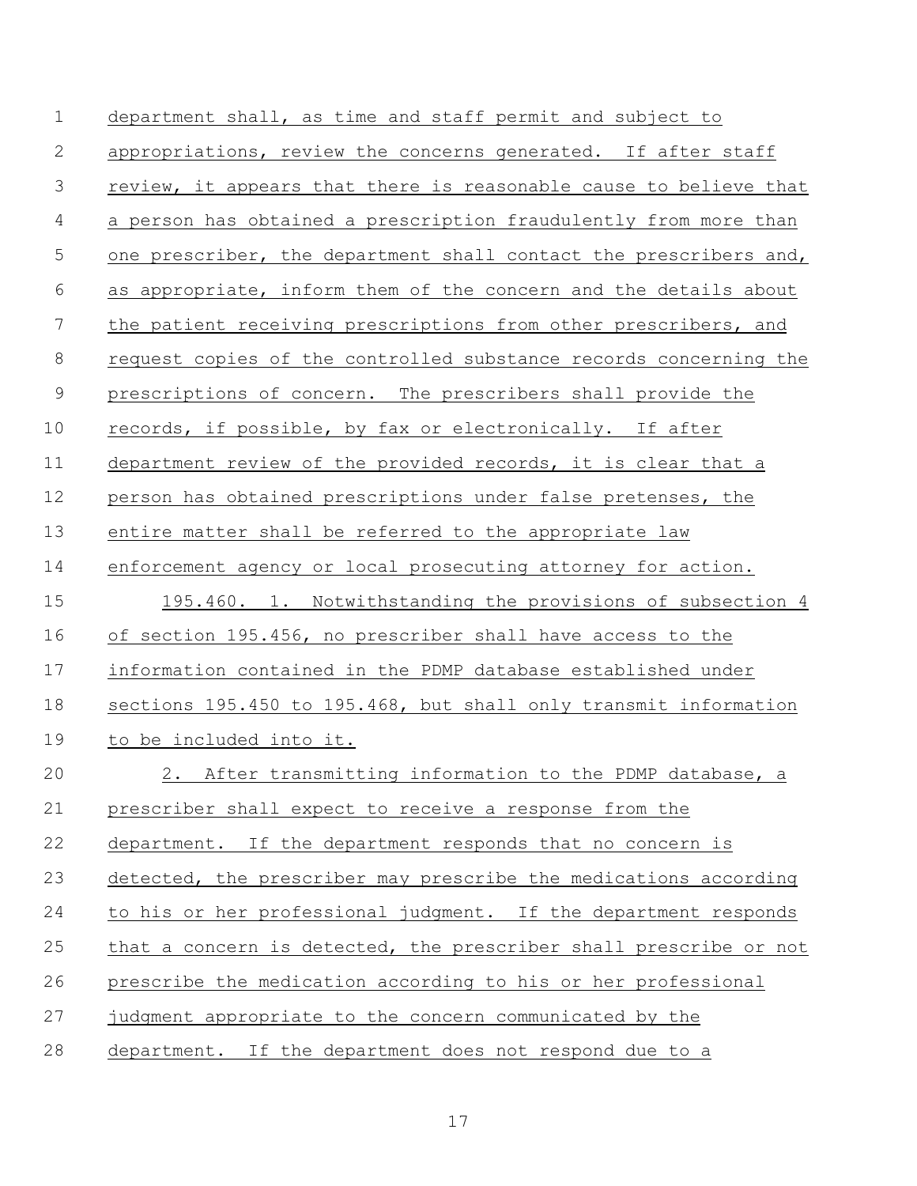department shall, as time and staff permit and subject to appropriations, review the concerns generated. If after staff review, it appears that there is reasonable cause to believe that a person has obtained a prescription fraudulently from more than one prescriber, the department shall contact the prescribers and, as appropriate, inform them of the concern and the details about the patient receiving prescriptions from other prescribers, and request copies of the controlled substance records concerning the prescriptions of concern. The prescribers shall provide the records, if possible, by fax or electronically. If after department review of the provided records, it is clear that a person has obtained prescriptions under false pretenses, the entire matter shall be referred to the appropriate law enforcement agency or local prosecuting attorney for action.

195.460. 1. Notwithstanding the provisions of subsection 4 of section 195.456, no prescriber shall have access to the information contained in the PDMP database established under sections 195.450 to 195.468, but shall only transmit information to be included into it.

2. After transmitting information to the PDMP database, a prescriber shall expect to receive a response from the department. If the department responds that no concern is detected, the prescriber may prescribe the medications according to his or her professional judgment. If the department responds that a concern is detected, the prescriber shall prescribe or not prescribe the medication according to his or her professional judgment appropriate to the concern communicated by the department. If the department does not respond due to a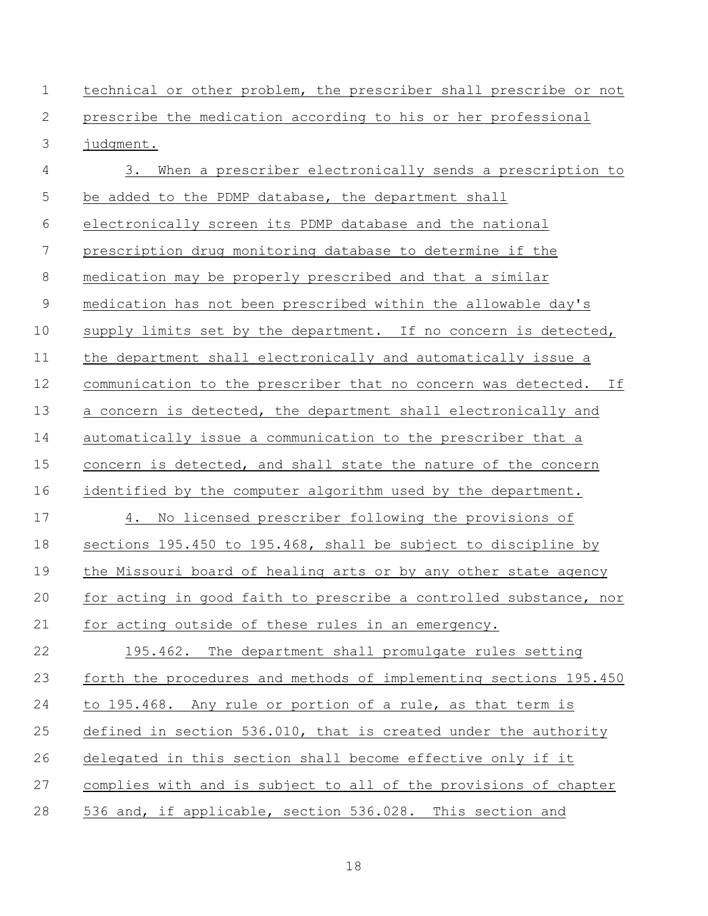technical or other problem, the prescriber shall prescribe or not prescribe the medication according to his or her professional judgment.

3. When a prescriber electronically sends a prescription to be added to the PDMP database, the department shall electronically screen its PDMP database and the national prescription drug monitoring database to determine if the medication may be properly prescribed and that a similar medication has not been prescribed within the allowable day's supply limits set by the department. If no concern is detected, the department shall electronically and automatically issue a communication to the prescriber that no concern was detected. If a concern is detected, the department shall electronically and automatically issue a communication to the prescriber that a concern is detected, and shall state the nature of the concern identified by the computer algorithm used by the department.

4. No licensed prescriber following the provisions of sections 195.450 to 195.468, shall be subject to discipline by the Missouri board of healing arts or by any other state agency for acting in good faith to prescribe a controlled substance, nor for acting outside of these rules in an emergency.

195.462. The department shall promulgate rules setting forth the procedures and methods of implementing sections 195.450 to 195.468. Any rule or portion of a rule, as that term is defined in section 536.010, that is created under the authority delegated in this section shall become effective only if it complies with and is subject to all of the provisions of chapter 536 and, if applicable, section 536.028. This section and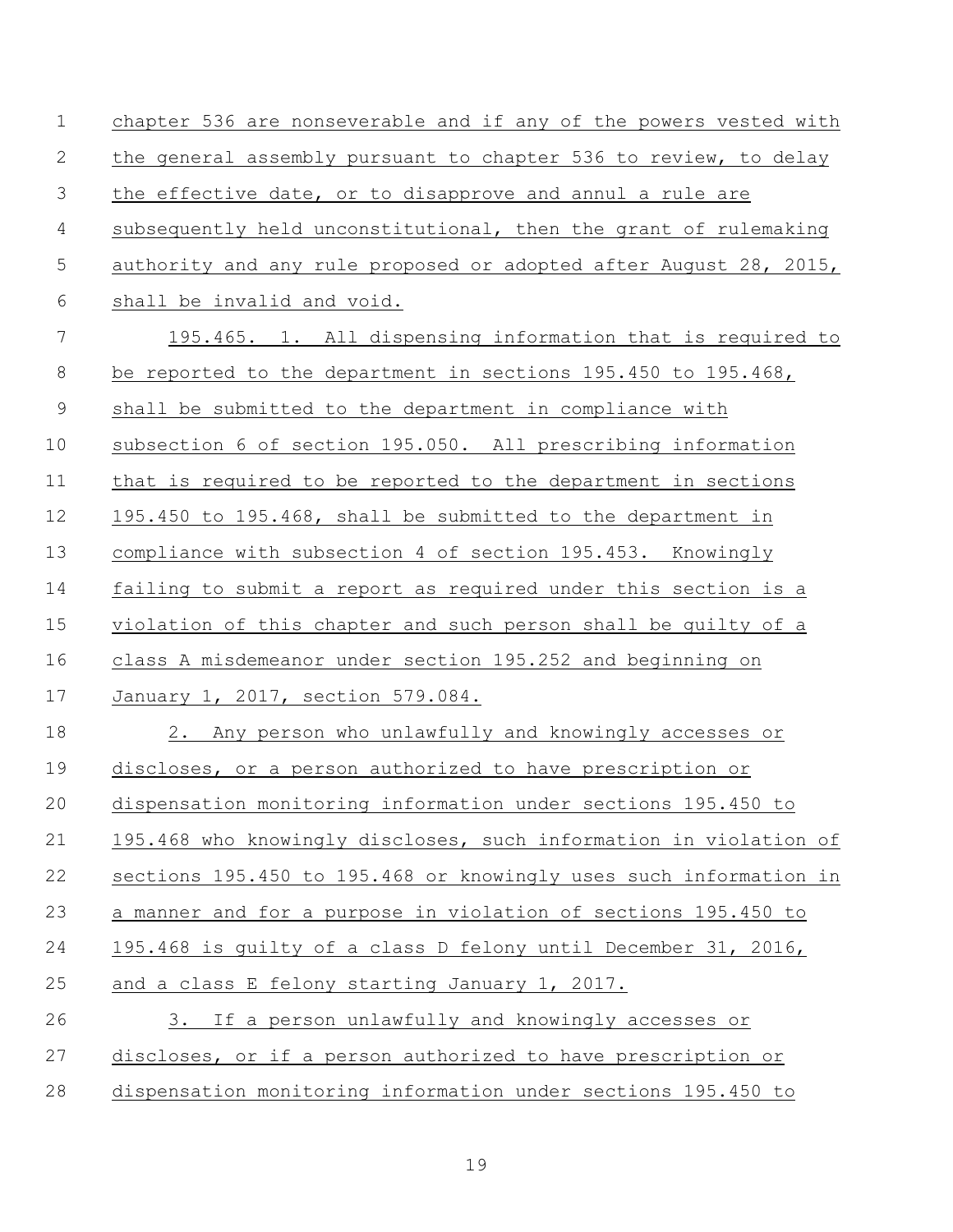chapter 536 are nonseverable and if any of the powers vested with the general assembly pursuant to chapter 536 to review, to delay the effective date, or to disapprove and annul a rule are subsequently held unconstitutional, then the grant of rulemaking authority and any rule proposed or adopted after August 28, 2015, shall be invalid and void.

195.465. 1. All dispensing information that is required to be reported to the department in sections 195.450 to 195.468, shall be submitted to the department in compliance with subsection 6 of section 195.050. All prescribing information that is required to be reported to the department in sections 195.450 to 195.468, shall be submitted to the department in compliance with subsection 4 of section 195.453. Knowingly failing to submit a report as required under this section is a violation of this chapter and such person shall be guilty of a class A misdemeanor under section 195.252 and beginning on January 1, 2017, section 579.084.

2. Any person who unlawfully and knowingly accesses or discloses, or a person authorized to have prescription or dispensation monitoring information under sections 195.450 to 195.468 who knowingly discloses, such information in violation of sections 195.450 to 195.468 or knowingly uses such information in a manner and for a purpose in violation of sections 195.450 to 195.468 is guilty of a class D felony until December 31, 2016, and a class E felony starting January 1, 2017.

3. If a person unlawfully and knowingly accesses or discloses, or if a person authorized to have prescription or dispensation monitoring information under sections 195.450 to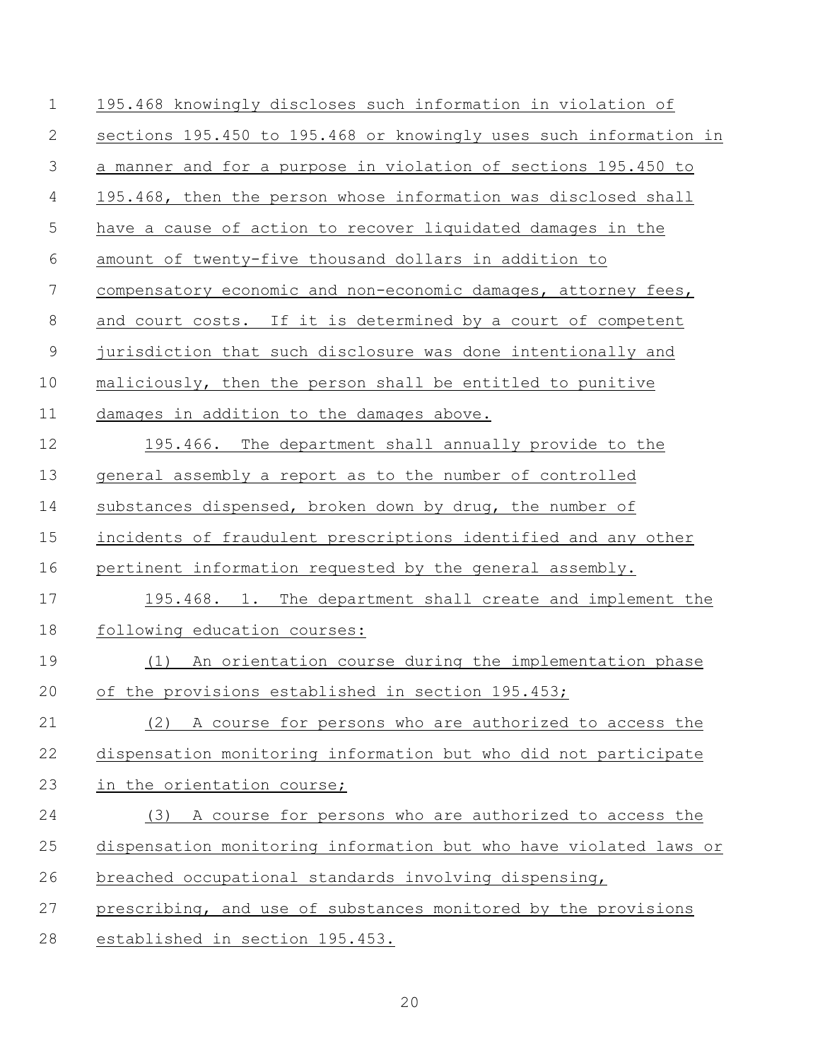195.468 knowingly discloses such information in violation of sections 195.450 to 195.468 or knowingly uses such information in a manner and for a purpose in violation of sections 195.450 to 195.468, then the person whose information was disclosed shall have a cause of action to recover liquidated damages in the amount of twenty-five thousand dollars in addition to compensatory economic and non-economic damages, attorney fees, and court costs. If it is determined by a court of competent jurisdiction that such disclosure was done intentionally and maliciously, then the person shall be entitled to punitive damages in addition to the damages above.

195.466. The department shall annually provide to the general assembly a report as to the number of controlled substances dispensed, broken down by drug, the number of incidents of fraudulent prescriptions identified and any other pertinent information requested by the general assembly.

195.468. 1. The department shall create and implement the following education courses:

(1) An orientation course during the implementation phase of the provisions established in section 195.453;

(2) A course for persons who are authorized to access the dispensation monitoring information but who did not participate in the orientation course;

(3) A course for persons who are authorized to access the dispensation monitoring information but who have violated laws or breached occupational standards involving dispensing, prescribing, and use of substances monitored by the provisions established in section 195.453.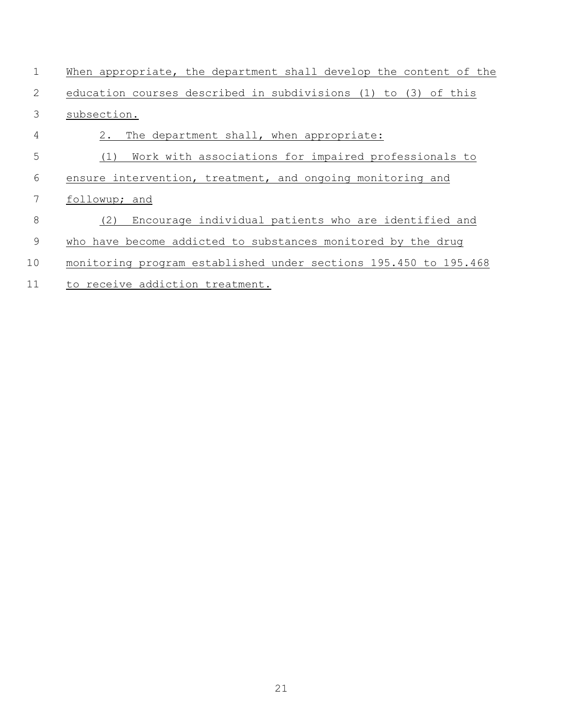When appropriate, the department shall develop the content of the education courses described in subdivisions (1) to (3) of this subsection.

2. The department shall, when appropriate:

(1) Work with associations for impaired professionals to ensure intervention, treatment, and ongoing monitoring and followup; and

(2) Encourage individual patients who are identified and who have become addicted to substances monitored by the drug monitoring program established under sections 195.450 to 195.468 to receive addiction treatment.